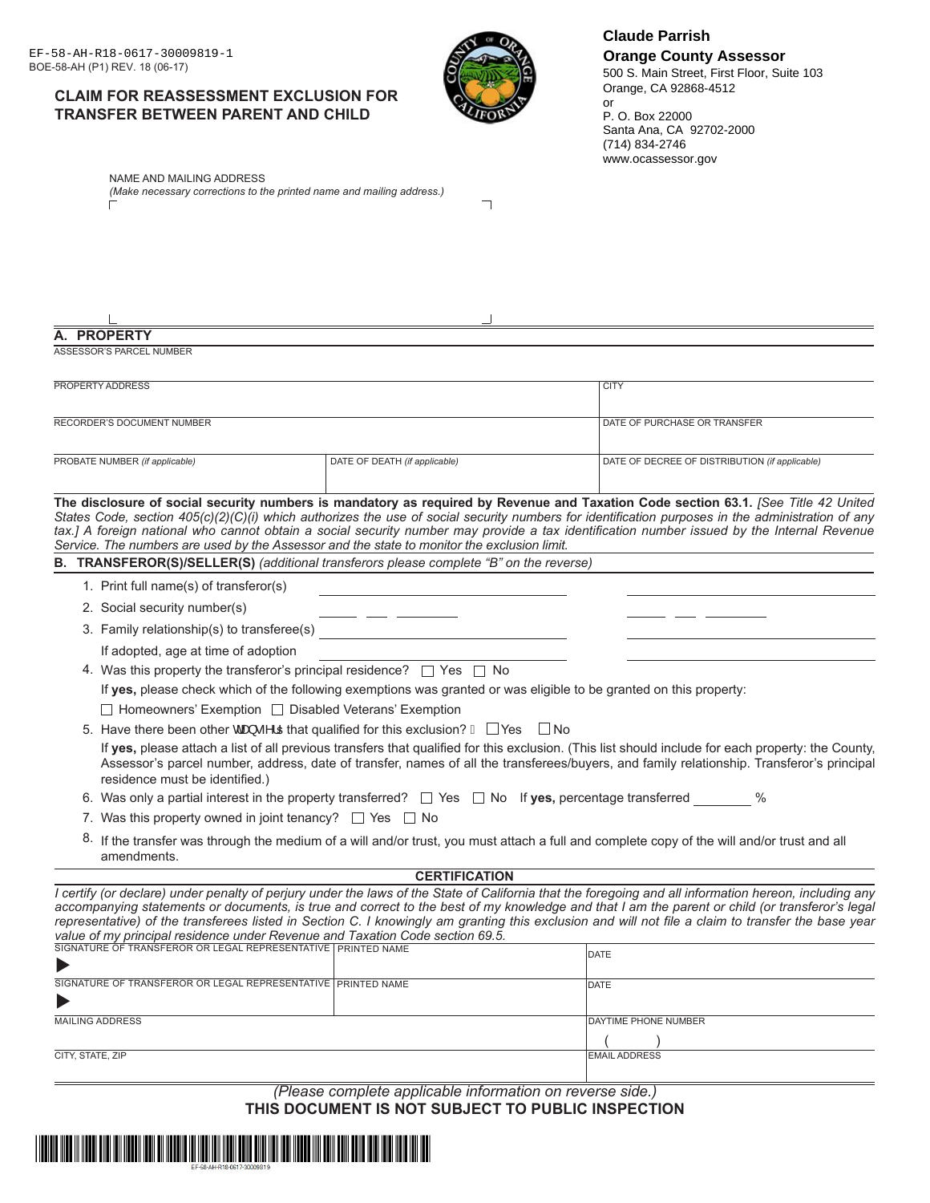EF-58-AH-R18-0617-30009819-1
BOE-58-AH (P1) REV. 18 (06-17)

## CLAIM FOR REASSESSMENT EXCLUSION FOR TRANSFER BETWEEN PARENT AND CHILD

**Claude Parrish**
**Orange County Assessor**
500 S. Main Street, First Floor, Suite 103
Orange, CA 92868-4512
or
P. O. Box 22000
Santa Ana, CA 92702-2000
(714) 834-2746
www.ocassessor.gov

NAME AND MAILING ADDRESS
*(Make necessary corrections to the printed name and mailing address.)*

### A. PROPERTY

| ASSESSOR'S PARCEL NUMBER | | |
|---|---|---|
| PROPERTY ADDRESS | | CITY |
| RECORDER'S DOCUMENT NUMBER | | DATE OF PURCHASE OR TRANSFER |
| PROBATE NUMBER *(if applicable)* | DATE OF DEATH *(if applicable)* | DATE OF DECREE OF DISTRIBUTION *(if applicable)* |

**The disclosure of social security numbers is mandatory as required by Revenue and Taxation Code section 63.1.** *[See Title 42 United States Code, section 405(c)(2)(C)(i) which authorizes the use of social security numbers for identification purposes in the administration of any tax.] A foreign national who cannot obtain a social security number may provide a tax identification number issued by the Internal Revenue Service. The numbers are used by the Assessor and the state to monitor the exclusion limit.*

### B. TRANSFEROR(S)/SELLER(S) *(additional transferors please complete "B" on the reverse)*

1. Print full name(s) of transferor(s) ______________________ ______________________
2. Social security number(s) ____ ___ ______ ____ ___ ______
3. Family relationship(s) to transferee(s) ______________________ ______________________

   If adopted, age at time of adoption ______________________ ______________________
4. Was this property the transferor's principal residence? ☐ Yes ☐ No

   If **yes,** please check which of the following exemptions was granted or was eligible to be granted on this property:

   ☐ Homeowners' Exemption ☐ Disabled Veterans' Exemption
5. Have there been other transfers that qualified for this exclusion? ☐ Yes ☐ No

   If **yes,** please attach a list of all previous transfers that qualified for this exclusion. (This list should include for each property: the County, Assessor's parcel number, address, date of transfer, names of all the transferees/buyers, and family relationship. Transferor's principal residence must be identified.)
6. Was only a partial interest in the property transferred? ☐ Yes ☐ No If **yes,** percentage transferred ________ %
7. Was this property owned in joint tenancy? ☐ Yes ☐ No
8. If the transfer was through the medium of a will and/or trust, you must attach a full and complete copy of the will and/or trust and all amendments.

**CERTIFICATION**

*I certify (or declare) under penalty of perjury under the laws of the State of California that the foregoing and all information hereon, including any accompanying statements or documents, is true and correct to the best of my knowledge and that I am the parent or child (or transferor's legal representative) of the transferees listed in Section C. I knowingly am granting this exclusion and will not file a claim to transfer the base year value of my principal residence under Revenue and Taxation Code section 69.5.*

| SIGNATURE OF TRANSFEROR OR LEGAL REPRESENTATIVE | PRINTED NAME | DATE |
|---|---|---|
| ▶ | | |
| SIGNATURE OF TRANSFEROR OR LEGAL REPRESENTATIVE | PRINTED NAME | DATE |
| ▶ | | |
| MAILING ADDRESS | | DAYTIME PHONE NUMBER ( ) |
| CITY, STATE, ZIP | | EMAIL ADDRESS |

*(Please complete applicable information on reverse side.)*

**THIS DOCUMENT IS NOT SUBJECT TO PUBLIC INSPECTION**

EF-58-AH-R18-0617-30009819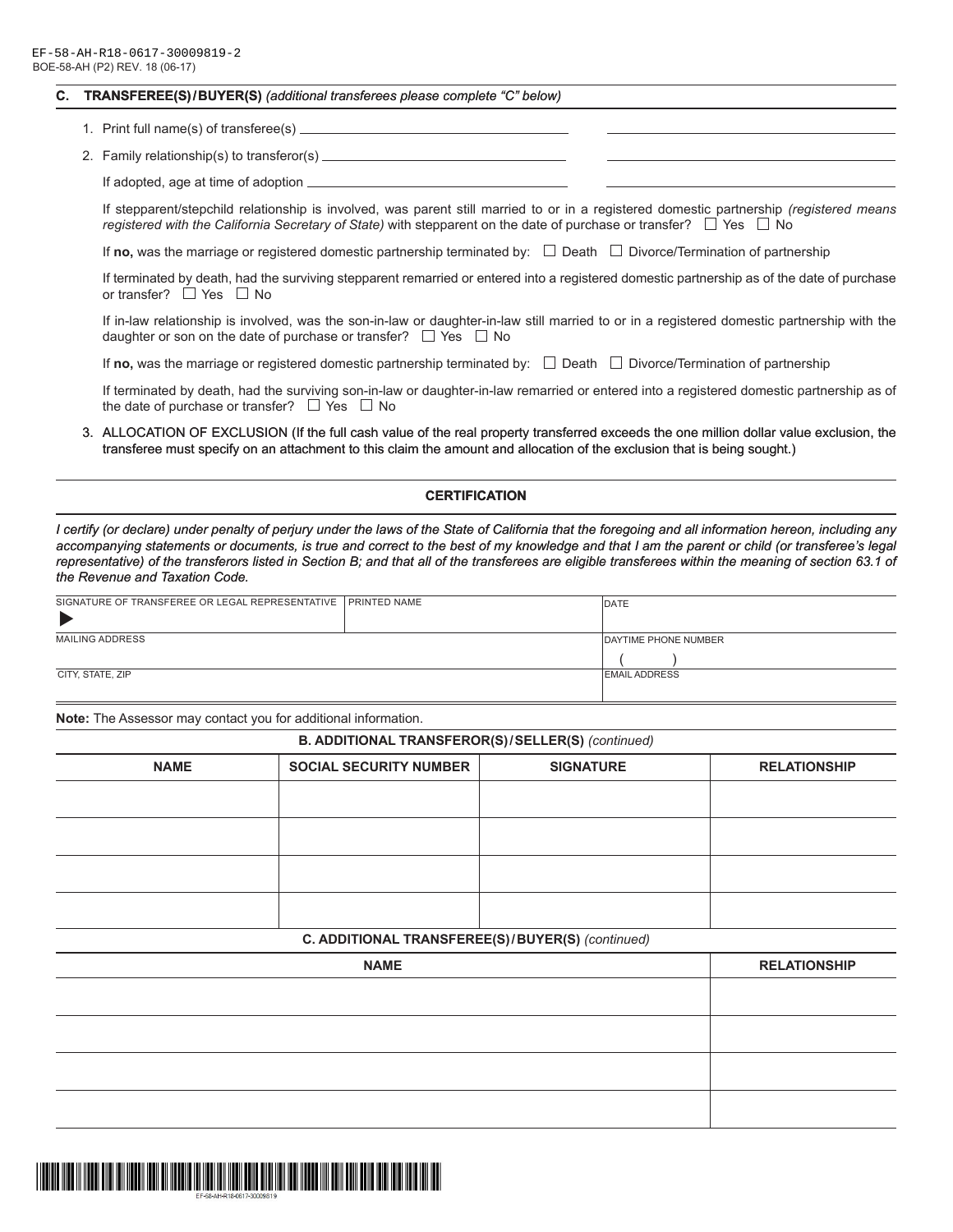EF-58-AH-R18-0617-30009819-2
BOE-58-AH (P2) REV. 18 (06-17)

## C. TRANSFEREE(S)/BUYER(S) *(additional transferees please complete "C" below)*

1. Print full name(s) of transferee(s) ______________________ ______________________

2. Family relationship(s) to transferor(s) ______________________ ______________________

   If adopted, age at time of adoption ______________________ ______________________

   If stepparent/stepchild relationship is involved, was parent still married to or in a registered domestic partnership *(registered means registered with the California Secretary of State)* with stepparent on the date of purchase or transfer? ☐ Yes ☐ No

   If **no,** was the marriage or registered domestic partnership terminated by: ☐ Death ☐ Divorce/Termination of partnership

   If terminated by death, had the surviving stepparent remarried or entered into a registered domestic partnership as of the date of purchase or transfer? ☐ Yes ☐ No

   If in-law relationship is involved, was the son-in-law or daughter-in-law still married to or in a registered domestic partnership with the daughter or son on the date of purchase or transfer? ☐ Yes ☐ No

   If **no,** was the marriage or registered domestic partnership terminated by: ☐ Death ☐ Divorce/Termination of partnership

   If terminated by death, had the surviving son-in-law or daughter-in-law remarried or entered into a registered domestic partnership as of the date of purchase or transfer? ☐ Yes ☐ No

3. ALLOCATION OF EXCLUSION (If the full cash value of the real property transferred exceeds the one million dollar value exclusion, the transferee must specify on an attachment to this claim the amount and allocation of the exclusion that is being sought.)

## CERTIFICATION

*I certify (or declare) under penalty of perjury under the laws of the State of California that the foregoing and all information hereon, including any accompanying statements or documents, is true and correct to the best of my knowledge and that I am the parent or child (or transferee's legal representative) of the transferors listed in Section B; and that all of the transferees are eligible transferees within the meaning of section 63.1 of the Revenue and Taxation Code.*

| SIGNATURE OF TRANSFEREE OR LEGAL REPRESENTATIVE | PRINTED NAME | DATE |
|---|---|---|
| ▶ | | |
| MAILING ADDRESS | | DAYTIME PHONE NUMBER ( ) |
| CITY, STATE, ZIP | | EMAIL ADDRESS |

**Note:** The Assessor may contact you for additional information.

### B. ADDITIONAL TRANSFEROR(S)/SELLER(S) *(continued)*

| NAME | SOCIAL SECURITY NUMBER | SIGNATURE | RELATIONSHIP |
|---|---|---|---|
| | | | |
| | | | |
| | | | |
| | | | |

### C. ADDITIONAL TRANSFEREE(S)/BUYER(S) *(continued)*

| NAME | RELATIONSHIP |
|---|---|
| | |
| | |
| | |
| | |

EF-58-AH-R18-0617-30009819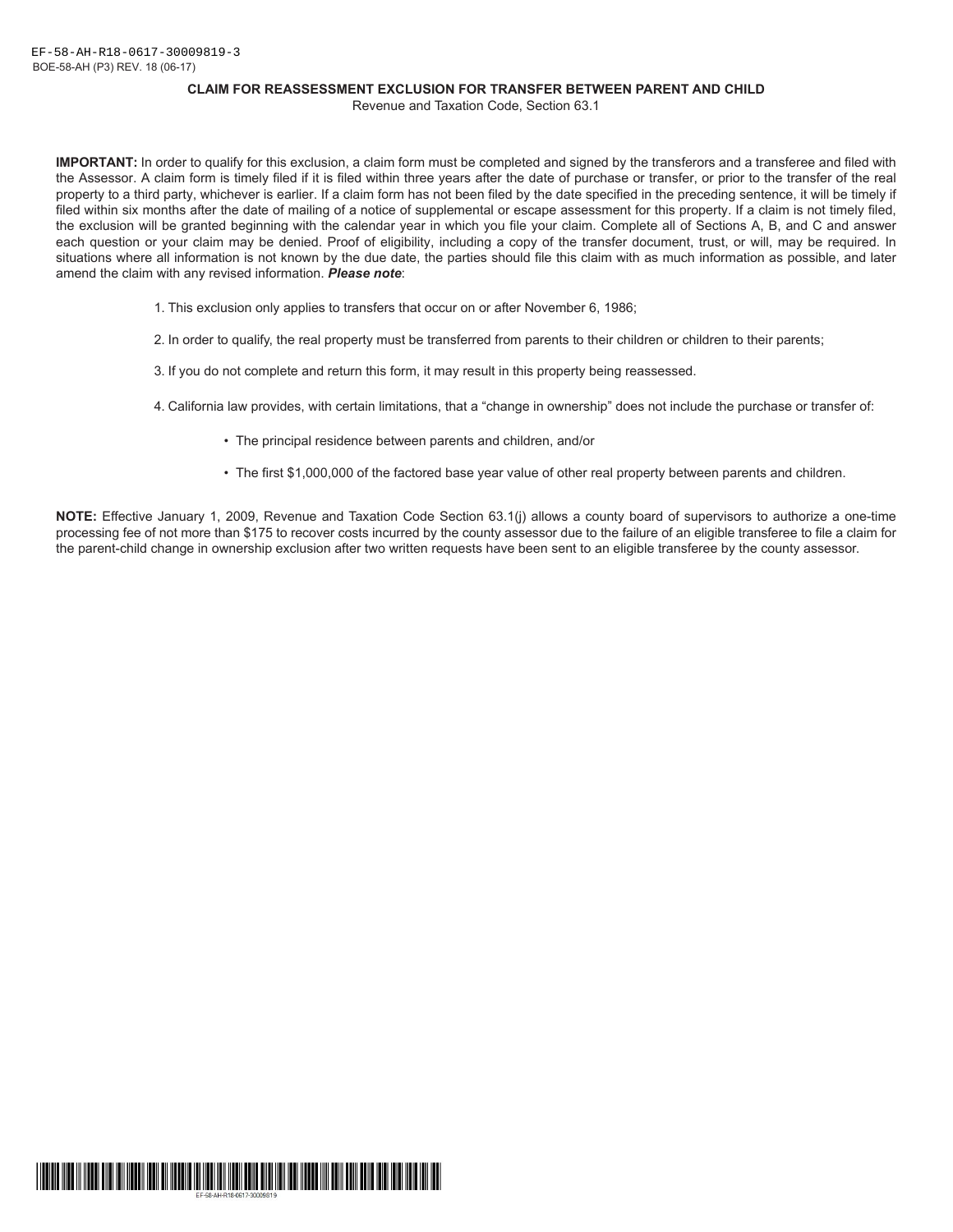EF-58-AH-R18-0617-30009819-3
BOE-58-AH (P3) REV. 18 (06-17)

## CLAIM FOR REASSESSMENT EXCLUSION FOR TRANSFER BETWEEN PARENT AND CHILD

Revenue and Taxation Code, Section 63.1

**IMPORTANT:** In order to qualify for this exclusion, a claim form must be completed and signed by the transferors and a transferee and filed with the Assessor. A claim form is timely filed if it is filed within three years after the date of purchase or transfer, or prior to the transfer of the real property to a third party, whichever is earlier. If a claim form has not been filed by the date specified in the preceding sentence, it will be timely if filed within six months after the date of mailing of a notice of supplemental or escape assessment for this property. If a claim is not timely filed, the exclusion will be granted beginning with the calendar year in which you file your claim. Complete all of Sections A, B, and C and answer each question or your claim may be denied. Proof of eligibility, including a copy of the transfer document, trust, or will, may be required. In situations where all information is not known by the due date, the parties should file this claim with as much information as possible, and later amend the claim with any revised information. ***Please note***:

1. This exclusion only applies to transfers that occur on or after November 6, 1986;
2. In order to qualify, the real property must be transferred from parents to their children or children to their parents;
3. If you do not complete and return this form, it may result in this property being reassessed.
4. California law provides, with certain limitations, that a “change in ownership” does not include the purchase or transfer of:
   - The principal residence between parents and children, and/or
   - The first $1,000,000 of the factored base year value of other real property between parents and children.

**NOTE:** Effective January 1, 2009, Revenue and Taxation Code Section 63.1(j) allows a county board of supervisors to authorize a one-time processing fee of not more than $175 to recover costs incurred by the county assessor due to the failure of an eligible transferee to file a claim for the parent-child change in ownership exclusion after two written requests have been sent to an eligible transferee by the county assessor.

EF-58-AH-R18-0617-30009819